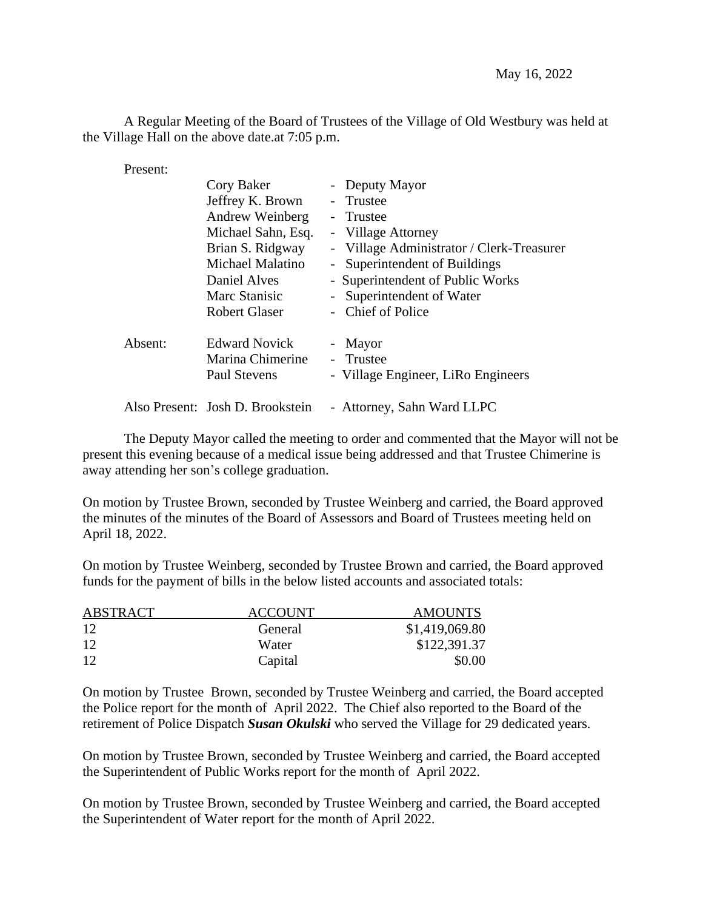May 16, 2022

A Regular Meeting of the Board of Trustees of the Village of Old Westbury was held at the Village Hall on the above date.at 7:05 p.m.

Present:

| | | |
|---|---|---|
| | Cory Baker | - Deputy Mayor |
| | Jeffrey K. Brown | - Trustee |
| | Andrew Weinberg | - Trustee |
| | Michael Sahn, Esq. | - Village Attorney |
| | Brian S. Ridgway | - Village Administrator / Clerk-Treasurer |
| | Michael Malatino | - Superintendent of Buildings |
| | Daniel Alves | - Superintendent of Public Works |
| | Marc Stanisic | - Superintendent of Water |
| | Robert Glaser | - Chief of Police |
| Absent: | Edward Novick | - Mayor |
| | Marina Chimerine | - Trustee |
| | Paul Stevens | - Village Engineer, LiRo Engineers |
| Also Present: | Josh D. Brookstein | - Attorney, Sahn Ward LLPC |

The Deputy Mayor called the meeting to order and commented that the Mayor will not be present this evening because of a medical issue being addressed and that Trustee Chimerine is away attending her son's college graduation.

On motion by Trustee Brown, seconded by Trustee Weinberg and carried, the Board approved the minutes of the minutes of the Board of Assessors and Board of Trustees meeting held on April 18, 2022.

On motion by Trustee Weinberg, seconded by Trustee Brown and carried, the Board approved funds for the payment of bills in the below listed accounts and associated totals:

| ABSTRACT | ACCOUNT | AMOUNTS |
|---|---|---|
| 12 | General | $1,419,069.80 |
| 12 | Water | $122,391.37 |
| 12 | Capital | $0.00 |

On motion by Trustee Brown, seconded by Trustee Weinberg and carried, the Board accepted the Police report for the month of April 2022. The Chief also reported to the Board of the retirement of Police Dispatch ***Susan Okulski*** who served the Village for 29 dedicated years.

On motion by Trustee Brown, seconded by Trustee Weinberg and carried, the Board accepted the Superintendent of Public Works report for the month of April 2022.

On motion by Trustee Brown, seconded by Trustee Weinberg and carried, the Board accepted the Superintendent of Water report for the month of April 2022.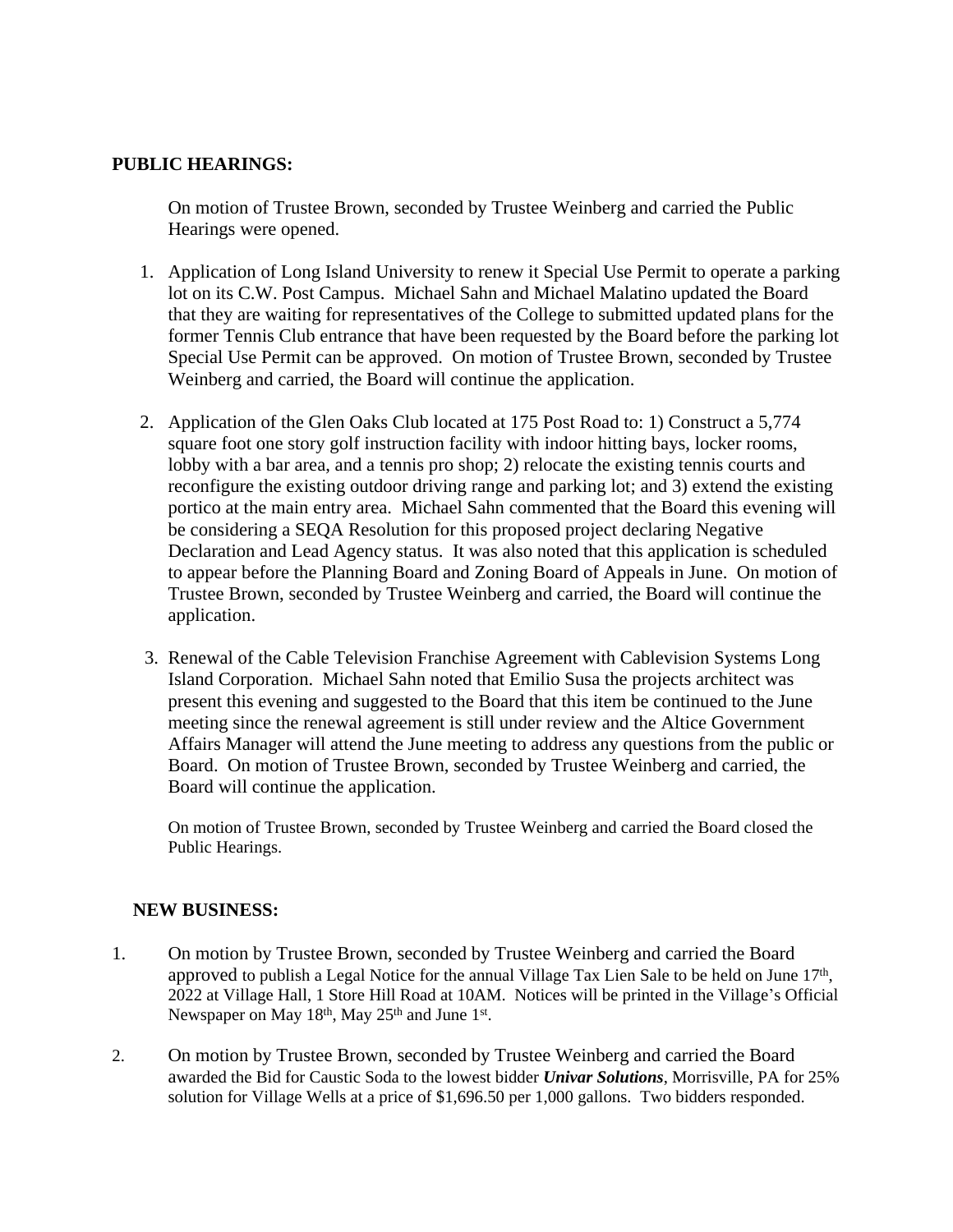**PUBLIC HEARINGS:**

On motion of Trustee Brown, seconded by Trustee Weinberg and carried the Public Hearings were opened.

1. Application of Long Island University to renew it Special Use Permit to operate a parking lot on its C.W. Post Campus. Michael Sahn and Michael Malatino updated the Board that they are waiting for representatives of the College to submitted updated plans for the former Tennis Club entrance that have been requested by the Board before the parking lot Special Use Permit can be approved. On motion of Trustee Brown, seconded by Trustee Weinberg and carried, the Board will continue the application.

2. Application of the Glen Oaks Club located at 175 Post Road to: 1) Construct a 5,774 square foot one story golf instruction facility with indoor hitting bays, locker rooms, lobby with a bar area, and a tennis pro shop; 2) relocate the existing tennis courts and reconfigure the existing outdoor driving range and parking lot; and 3) extend the existing portico at the main entry area. Michael Sahn commented that the Board this evening will be considering a SEQA Resolution for this proposed project declaring Negative Declaration and Lead Agency status. It was also noted that this application is scheduled to appear before the Planning Board and Zoning Board of Appeals in June. On motion of Trustee Brown, seconded by Trustee Weinberg and carried, the Board will continue the application.

3. Renewal of the Cable Television Franchise Agreement with Cablevision Systems Long Island Corporation. Michael Sahn noted that Emilio Susa the projects architect was present this evening and suggested to the Board that this item be continued to the June meeting since the renewal agreement is still under review and the Altice Government Affairs Manager will attend the June meeting to address any questions from the public or Board. On motion of Trustee Brown, seconded by Trustee Weinberg and carried, the Board will continue the application.

On motion of Trustee Brown, seconded by Trustee Weinberg and carried the Board closed the Public Hearings.

**NEW BUSINESS:**

1. On motion by Trustee Brown, seconded by Trustee Weinberg and carried the Board approved to publish a Legal Notice for the annual Village Tax Lien Sale to be held on June 17th, 2022 at Village Hall, 1 Store Hill Road at 10AM. Notices will be printed in the Village's Official Newspaper on May 18th, May 25th and June 1st.

2. On motion by Trustee Brown, seconded by Trustee Weinberg and carried the Board awarded the Bid for Caustic Soda to the lowest bidder ***Univar Solutions***, Morrisville, PA for 25% solution for Village Wells at a price of $1,696.50 per 1,000 gallons. Two bidders responded.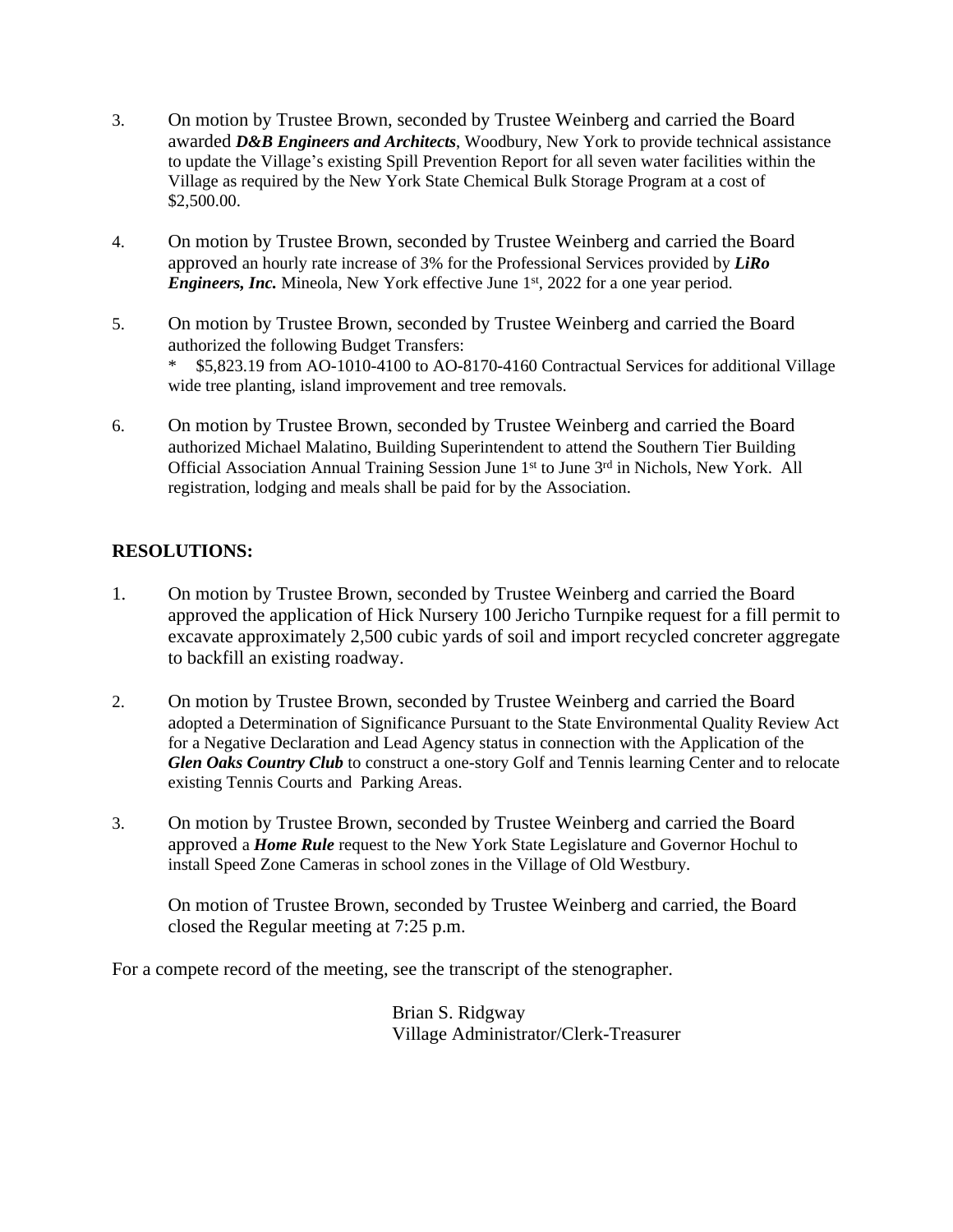3. On motion by Trustee Brown, seconded by Trustee Weinberg and carried the Board awarded ***D&B Engineers and Architects***, Woodbury, New York to provide technical assistance to update the Village's existing Spill Prevention Report for all seven water facilities within the Village as required by the New York State Chemical Bulk Storage Program at a cost of $2,500.00.

4. On motion by Trustee Brown, seconded by Trustee Weinberg and carried the Board approved an hourly rate increase of 3% for the Professional Services provided by ***LiRo Engineers, Inc.*** Mineola, New York effective June 1st, 2022 for a one year period.

5. On motion by Trustee Brown, seconded by Trustee Weinberg and carried the Board authorized the following Budget Transfers:
   * $5,823.19 from AO-1010-4100 to AO-8170-4160 Contractual Services for additional Village wide tree planting, island improvement and tree removals.

6. On motion by Trustee Brown, seconded by Trustee Weinberg and carried the Board authorized Michael Malatino, Building Superintendent to attend the Southern Tier Building Official Association Annual Training Session June 1st to June 3rd in Nichols, New York. All registration, lodging and meals shall be paid for by the Association.

**RESOLUTIONS:**

1. On motion by Trustee Brown, seconded by Trustee Weinberg and carried the Board approved the application of Hick Nursery 100 Jericho Turnpike request for a fill permit to excavate approximately 2,500 cubic yards of soil and import recycled concreter aggregate to backfill an existing roadway.

2. On motion by Trustee Brown, seconded by Trustee Weinberg and carried the Board adopted a Determination of Significance Pursuant to the State Environmental Quality Review Act for a Negative Declaration and Lead Agency status in connection with the Application of the ***Glen Oaks Country Club*** to construct a one-story Golf and Tennis learning Center and to relocate existing Tennis Courts and Parking Areas.

3. On motion by Trustee Brown, seconded by Trustee Weinberg and carried the Board approved a ***Home Rule*** request to the New York State Legislature and Governor Hochul to install Speed Zone Cameras in school zones in the Village of Old Westbury.

   On motion of Trustee Brown, seconded by Trustee Weinberg and carried, the Board closed the Regular meeting at 7:25 p.m.

For a compete record of the meeting, see the transcript of the stenographer.

Brian S. Ridgway
Village Administrator/Clerk-Treasurer